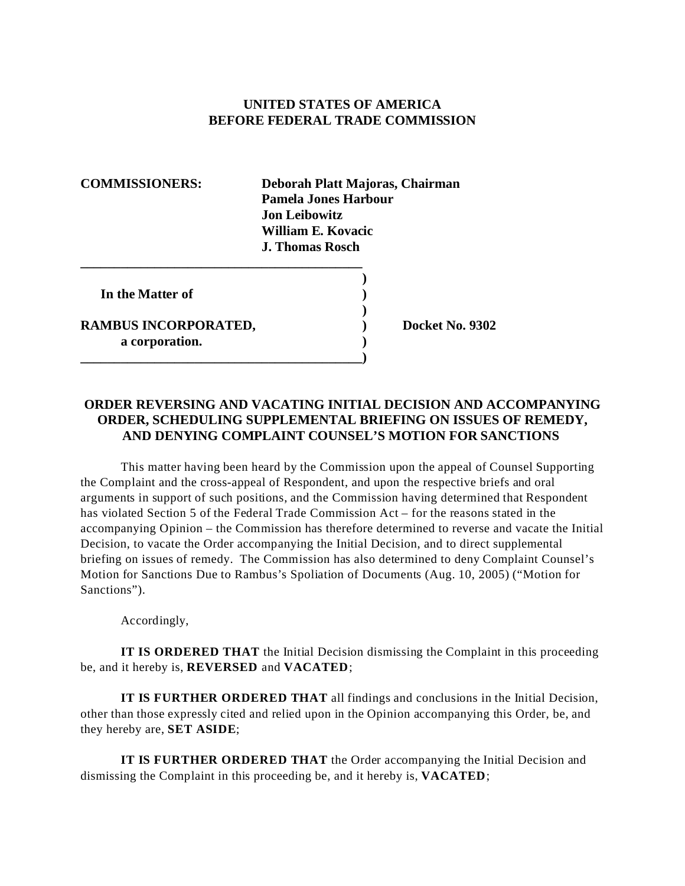**UNITED STATES OF AMERICA**
**BEFORE FEDERAL TRADE COMMISSION**

**COMMISSIONERS:** **Deborah Platt Majoras, Chairman**
**Pamela Jones Harbour**
**Jon Leibowitz**
**William E. Kovacic**
**J. Thomas Rosch**

| | | |
|---|---|---|
| **In the Matter of** | **)** | |
| | **)** | |
| **RAMBUS INCORPORATED,** | **)** | **Docket No. 9302** |
| **a corporation.** | **)** | |

**ORDER REVERSING AND VACATING INITIAL DECISION AND ACCOMPANYING ORDER, SCHEDULING SUPPLEMENTAL BRIEFING ON ISSUES OF REMEDY, AND DENYING COMPLAINT COUNSEL'S MOTION FOR SANCTIONS**

This matter having been heard by the Commission upon the appeal of Counsel Supporting the Complaint and the cross-appeal of Respondent, and upon the respective briefs and oral arguments in support of such positions, and the Commission having determined that Respondent has violated Section 5 of the Federal Trade Commission Act – for the reasons stated in the accompanying Opinion – the Commission has therefore determined to reverse and vacate the Initial Decision, to vacate the Order accompanying the Initial Decision, and to direct supplemental briefing on issues of remedy. The Commission has also determined to deny Complaint Counsel's Motion for Sanctions Due to Rambus's Spoliation of Documents (Aug. 10, 2005) ("Motion for Sanctions").

Accordingly,

**IT IS ORDERED THAT** the Initial Decision dismissing the Complaint in this proceeding be, and it hereby is, **REVERSED** and **VACATED**;

**IT IS FURTHER ORDERED THAT** all findings and conclusions in the Initial Decision, other than those expressly cited and relied upon in the Opinion accompanying this Order, be, and they hereby are, **SET ASIDE**;

**IT IS FURTHER ORDERED THAT** the Order accompanying the Initial Decision and dismissing the Complaint in this proceeding be, and it hereby is, **VACATED**;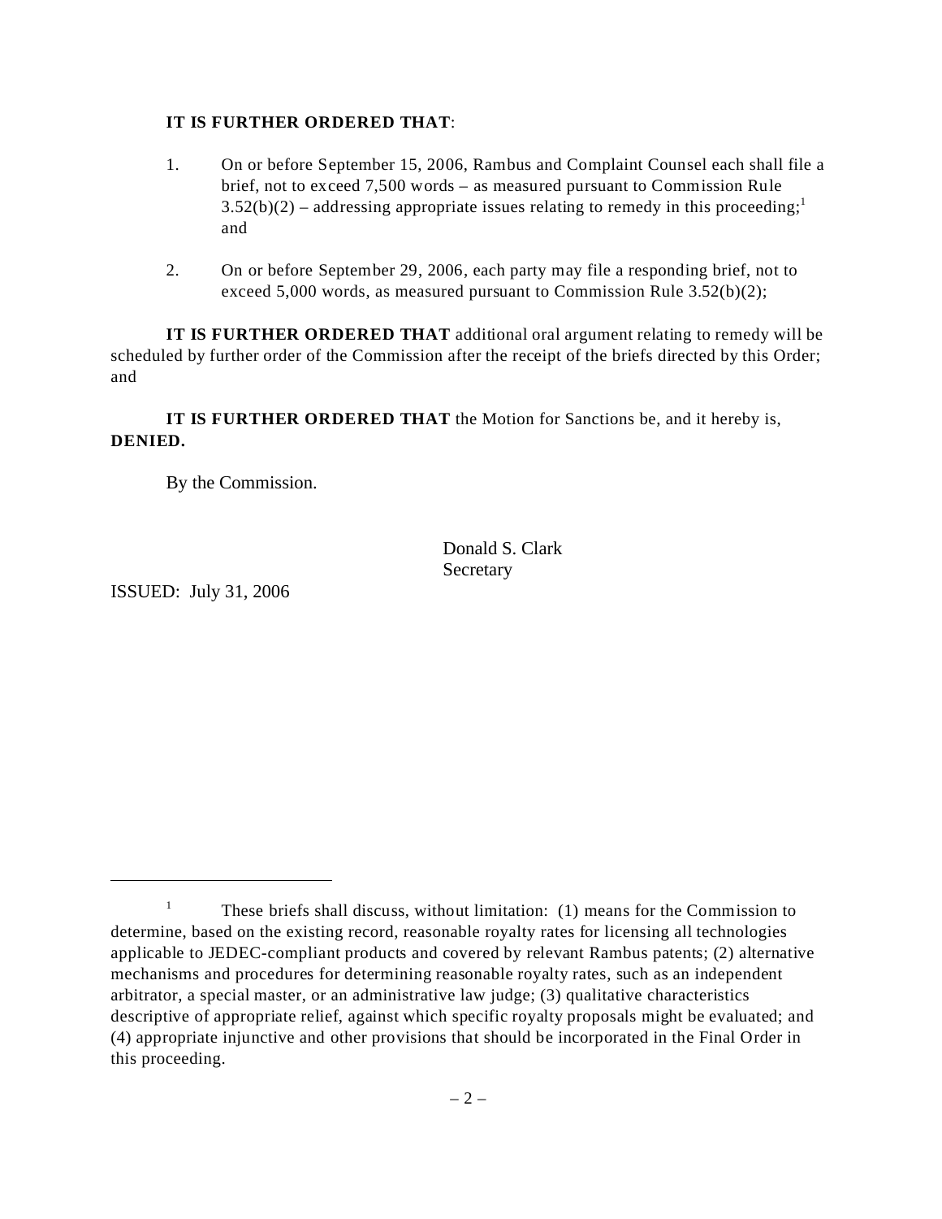**IT IS FURTHER ORDERED THAT**:

1. On or before September 15, 2006, Rambus and Complaint Counsel each shall file a brief, not to exceed 7,500 words – as measured pursuant to Commission Rule 3.52(b)(2) – addressing appropriate issues relating to remedy in this proceeding;[1] and

2. On or before September 29, 2006, each party may file a responding brief, not to exceed 5,000 words, as measured pursuant to Commission Rule 3.52(b)(2);

**IT IS FURTHER ORDERED THAT** additional oral argument relating to remedy will be scheduled by further order of the Commission after the receipt of the briefs directed by this Order; and

**IT IS FURTHER ORDERED THAT** the Motion for Sanctions be, and it hereby is, **DENIED.**

By the Commission.

Donald S. Clark
Secretary

ISSUED: July 31, 2006

---

[1] These briefs shall discuss, without limitation: (1) means for the Commission to determine, based on the existing record, reasonable royalty rates for licensing all technologies applicable to JEDEC-compliant products and covered by relevant Rambus patents; (2) alternative mechanisms and procedures for determining reasonable royalty rates, such as an independent arbitrator, a special master, or an administrative law judge; (3) qualitative characteristics descriptive of appropriate relief, against which specific royalty proposals might be evaluated; and (4) appropriate injunctive and other provisions that should be incorporated in the Final Order in this proceeding.